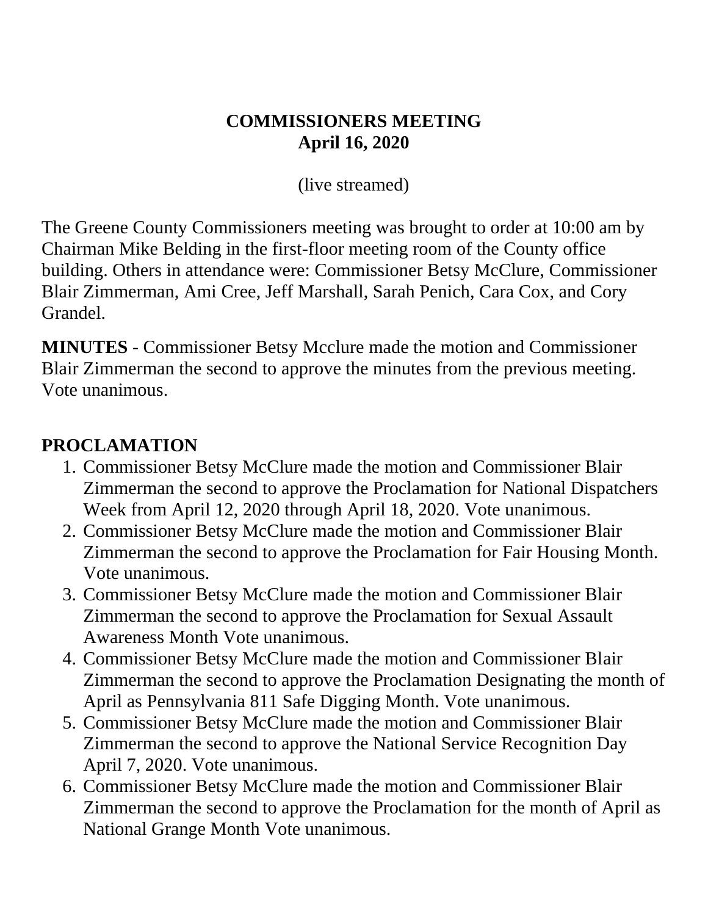# COMMISSIONERS MEETING
# April 16, 2020

(live streamed)

The Greene County Commissioners meeting was brought to order at 10:00 am by Chairman Mike Belding in the first-floor meeting room of the County office building. Others in attendance were: Commissioner Betsy McClure, Commissioner Blair Zimmerman, Ami Cree, Jeff Marshall, Sarah Penich, Cara Cox, and Cory Grandel.

**MINUTES** - Commissioner Betsy Mcclure made the motion and Commissioner Blair Zimmerman the second to approve the minutes from the previous meeting. Vote unanimous.

## PROCLAMATION

1. Commissioner Betsy McClure made the motion and Commissioner Blair Zimmerman the second to approve the Proclamation for National Dispatchers Week from April 12, 2020 through April 18, 2020. Vote unanimous.
2. Commissioner Betsy McClure made the motion and Commissioner Blair Zimmerman the second to approve the Proclamation for Fair Housing Month. Vote unanimous.
3. Commissioner Betsy McClure made the motion and Commissioner Blair Zimmerman the second to approve the Proclamation for Sexual Assault Awareness Month Vote unanimous.
4. Commissioner Betsy McClure made the motion and Commissioner Blair Zimmerman the second to approve the Proclamation Designating the month of April as Pennsylvania 811 Safe Digging Month. Vote unanimous.
5. Commissioner Betsy McClure made the motion and Commissioner Blair Zimmerman the second to approve the National Service Recognition Day April 7, 2020. Vote unanimous.
6. Commissioner Betsy McClure made the motion and Commissioner Blair Zimmerman the second to approve the Proclamation for the month of April as National Grange Month Vote unanimous.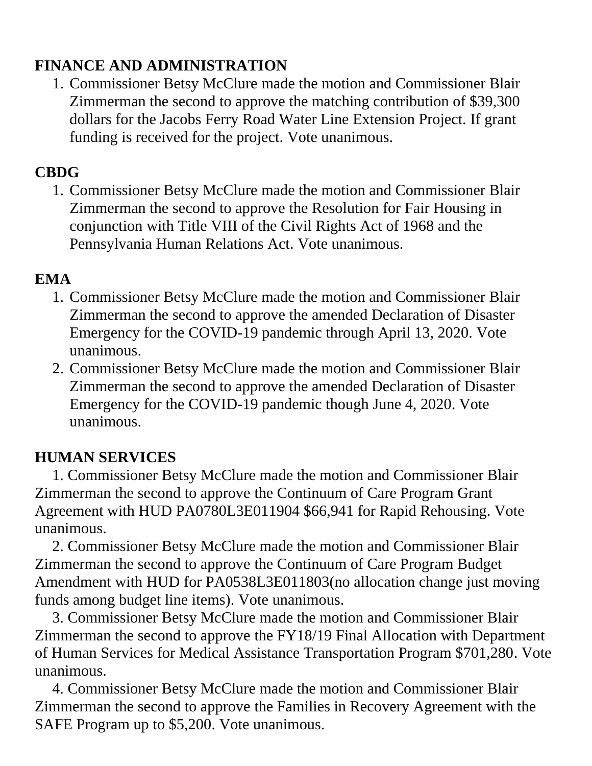**FINANCE AND ADMINISTRATION**

1. Commissioner Betsy McClure made the motion and Commissioner Blair Zimmerman the second to approve the matching contribution of $39,300 dollars for the Jacobs Ferry Road Water Line Extension Project. If grant funding is received for the project. Vote unanimous.

**CBDG**

1. Commissioner Betsy McClure made the motion and Commissioner Blair Zimmerman the second to approve the Resolution for Fair Housing in conjunction with Title VIII of the Civil Rights Act of 1968 and the Pennsylvania Human Relations Act. Vote unanimous.

**EMA**

1. Commissioner Betsy McClure made the motion and Commissioner Blair Zimmerman the second to approve the amended Declaration of Disaster Emergency for the COVID-19 pandemic through April 13, 2020. Vote unanimous.
2. Commissioner Betsy McClure made the motion and Commissioner Blair Zimmerman the second to approve the amended Declaration of Disaster Emergency for the COVID-19 pandemic though June 4, 2020. Vote unanimous.

**HUMAN SERVICES**

1. Commissioner Betsy McClure made the motion and Commissioner Blair Zimmerman the second to approve the Continuum of Care Program Grant Agreement with HUD PA0780L3E011904 $66,941 for Rapid Rehousing. Vote unanimous.
2. Commissioner Betsy McClure made the motion and Commissioner Blair Zimmerman the second to approve the Continuum of Care Program Budget Amendment with HUD for PA0538L3E011803(no allocation change just moving funds among budget line items). Vote unanimous.
3. Commissioner Betsy McClure made the motion and Commissioner Blair Zimmerman the second to approve the FY18/19 Final Allocation with Department of Human Services for Medical Assistance Transportation Program $701,280. Vote unanimous.
4. Commissioner Betsy McClure made the motion and Commissioner Blair Zimmerman the second to approve the Families in Recovery Agreement with the SAFE Program up to $5,200. Vote unanimous.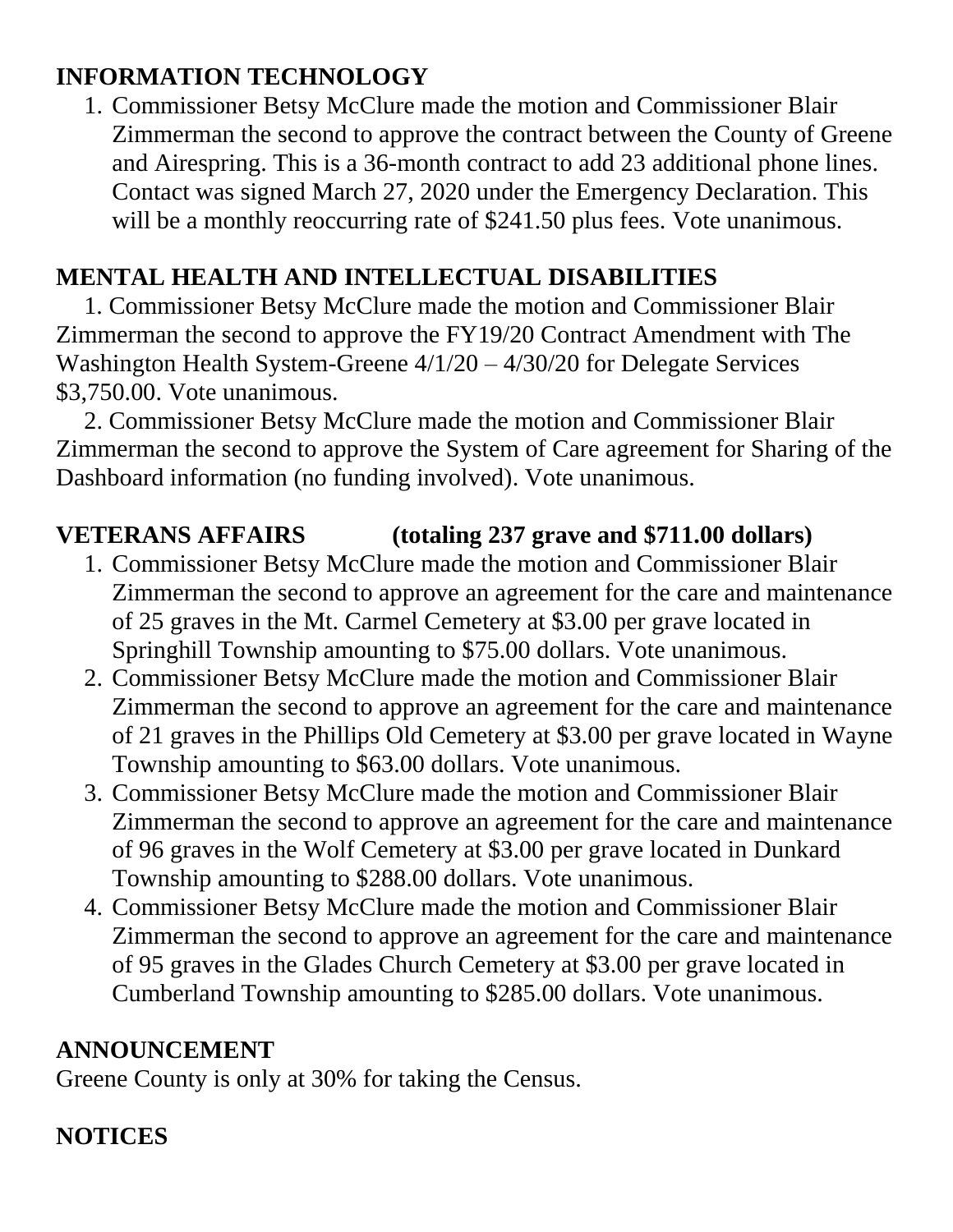**INFORMATION TECHNOLOGY**

1. Commissioner Betsy McClure made the motion and Commissioner Blair Zimmerman the second to approve the contract between the County of Greene and Airespring. This is a 36-month contract to add 23 additional phone lines. Contact was signed March 27, 2020 under the Emergency Declaration. This will be a monthly reoccurring rate of $241.50 plus fees. Vote unanimous.

**MENTAL HEALTH AND INTELLECTUAL DISABILITIES**

1. Commissioner Betsy McClure made the motion and Commissioner Blair Zimmerman the second to approve the FY19/20 Contract Amendment with The Washington Health System-Greene 4/1/20 – 4/30/20 for Delegate Services $3,750.00. Vote unanimous.
2. Commissioner Betsy McClure made the motion and Commissioner Blair Zimmerman the second to approve the System of Care agreement for Sharing of the Dashboard information (no funding involved). Vote unanimous.

**VETERANS AFFAIRS (totaling 237 grave and $711.00 dollars)**

1. Commissioner Betsy McClure made the motion and Commissioner Blair Zimmerman the second to approve an agreement for the care and maintenance of 25 graves in the Mt. Carmel Cemetery at $3.00 per grave located in Springhill Township amounting to $75.00 dollars. Vote unanimous.
2. Commissioner Betsy McClure made the motion and Commissioner Blair Zimmerman the second to approve an agreement for the care and maintenance of 21 graves in the Phillips Old Cemetery at $3.00 per grave located in Wayne Township amounting to $63.00 dollars. Vote unanimous.
3. Commissioner Betsy McClure made the motion and Commissioner Blair Zimmerman the second to approve an agreement for the care and maintenance of 96 graves in the Wolf Cemetery at $3.00 per grave located in Dunkard Township amounting to $288.00 dollars. Vote unanimous.
4. Commissioner Betsy McClure made the motion and Commissioner Blair Zimmerman the second to approve an agreement for the care and maintenance of 95 graves in the Glades Church Cemetery at $3.00 per grave located in Cumberland Township amounting to $285.00 dollars. Vote unanimous.

**ANNOUNCEMENT**

Greene County is only at 30% for taking the Census.

**NOTICES**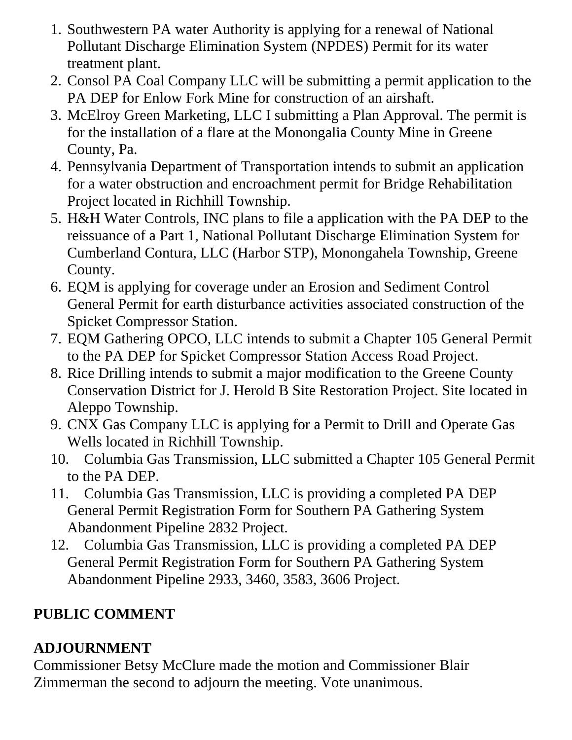1. Southwestern PA water Authority is applying for a renewal of National Pollutant Discharge Elimination System (NPDES) Permit for its water treatment plant.
2. Consol PA Coal Company LLC will be submitting a permit application to the PA DEP for Enlow Fork Mine for construction of an airshaft.
3. McElroy Green Marketing, LLC I submitting a Plan Approval. The permit is for the installation of a flare at the Monongalia County Mine in Greene County, Pa.
4. Pennsylvania Department of Transportation intends to submit an application for a water obstruction and encroachment permit for Bridge Rehabilitation Project located in Richhill Township.
5. H&H Water Controls, INC plans to file a application with the PA DEP to the reissuance of a Part 1, National Pollutant Discharge Elimination System for Cumberland Contura, LLC (Harbor STP), Monongahela Township, Greene County.
6. EQM is applying for coverage under an Erosion and Sediment Control General Permit for earth disturbance activities associated construction of the Spicket Compressor Station.
7. EQM Gathering OPCO, LLC intends to submit a Chapter 105 General Permit to the PA DEP for Spicket Compressor Station Access Road Project.
8. Rice Drilling intends to submit a major modification to the Greene County Conservation District for J. Herold B Site Restoration Project. Site located in Aleppo Township.
9. CNX Gas Company LLC is applying for a Permit to Drill and Operate Gas Wells located in Richhill Township.
10. Columbia Gas Transmission, LLC submitted a Chapter 105 General Permit to the PA DEP.
11. Columbia Gas Transmission, LLC is providing a completed PA DEP General Permit Registration Form for Southern PA Gathering System Abandonment Pipeline 2832 Project.
12. Columbia Gas Transmission, LLC is providing a completed PA DEP General Permit Registration Form for Southern PA Gathering System Abandonment Pipeline 2933, 3460, 3583, 3606 Project.

**PUBLIC COMMENT**

**ADJOURNMENT**

Commissioner Betsy McClure made the motion and Commissioner Blair Zimmerman the second to adjourn the meeting. Vote unanimous.